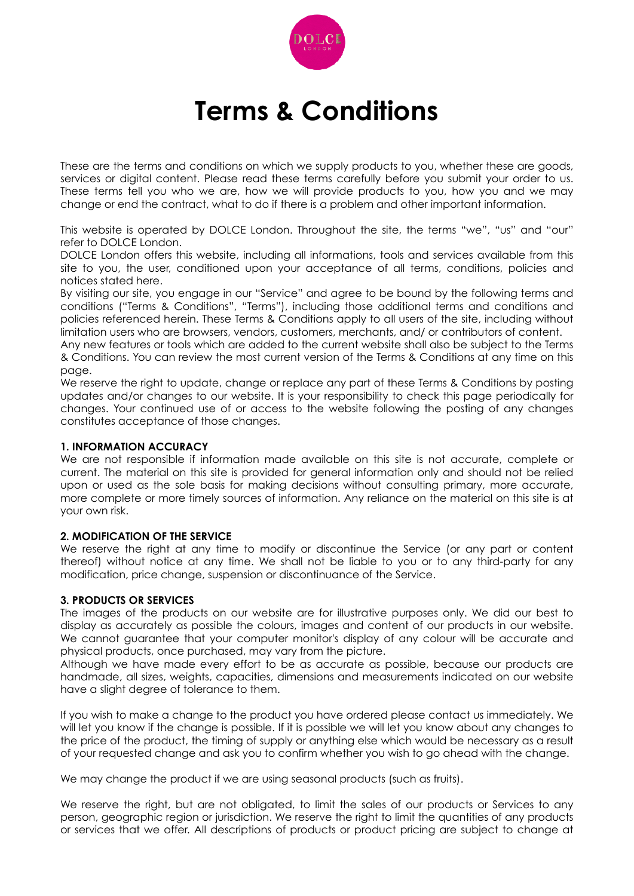# Terms & Conditions

These are the terms and conditions on which we supply products to you, whether these are goods, services or digital content. Please read these terms carefully before you submit your order to us. These terms tell you who we are, how we will provide products to you, how you and we may change or end the contract, what to do if there is a problem and other important information.

This website is operated by DOLCE London. Throughout the site, the terms "we", "us" and "our" refer to DOLCE London.
DOLCE London offers this website, including all informations, tools and services available from this site to you, the user, conditioned upon your acceptance of all terms, conditions, policies and notices stated here.
By visiting our site, you engage in our "Service" and agree to be bound by the following terms and conditions ("Terms & Conditions", "Terms"), including those additional terms and conditions and policies referenced herein. These Terms & Conditions apply to all users of the site, including without limitation users who are browsers, vendors, customers, merchants, and/ or contributors of content.
Any new features or tools which are added to the current website shall also be subject to the Terms & Conditions. You can review the most current version of the Terms & Conditions at any time on this page.
We reserve the right to update, change or replace any part of these Terms & Conditions by posting updates and/or changes to our website. It is your responsibility to check this page periodically for changes. Your continued use of or access to the website following the posting of any changes constitutes acceptance of those changes.

**1. INFORMATION ACCURACY**
We are not responsible if information made available on this site is not accurate, complete or current. The material on this site is provided for general information only and should not be relied upon or used as the sole basis for making decisions without consulting primary, more accurate, more complete or more timely sources of information. Any reliance on the material on this site is at your own risk.

**2. MODIFICATION OF THE SERVICE**
We reserve the right at any time to modify or discontinue the Service (or any part or content thereof) without notice at any time. We shall not be liable to you or to any third-party for any modification, price change, suspension or discontinuance of the Service.

**3. PRODUCTS OR SERVICES**
The images of the products on our website are for illustrative purposes only. We did our best to display as accurately as possible the colours, images and content of our products in our website. We cannot guarantee that your computer monitor's display of any colour will be accurate and physical products, once purchased, may vary from the picture.
Although we have made every effort to be as accurate as possible, because our products are handmade, all sizes, weights, capacities, dimensions and measurements indicated on our website have a slight degree of tolerance to them.

If you wish to make a change to the product you have ordered please contact us immediately. We will let you know if the change is possible. If it is possible we will let you know about any changes to the price of the product, the timing of supply or anything else which would be necessary as a result of your requested change and ask you to confirm whether you wish to go ahead with the change.

We may change the product if we are using seasonal products (such as fruits).

We reserve the right, but are not obligated, to limit the sales of our products or Services to any person, geographic region or jurisdiction. We reserve the right to limit the quantities of any products or services that we offer. All descriptions of products or product pricing are subject to change at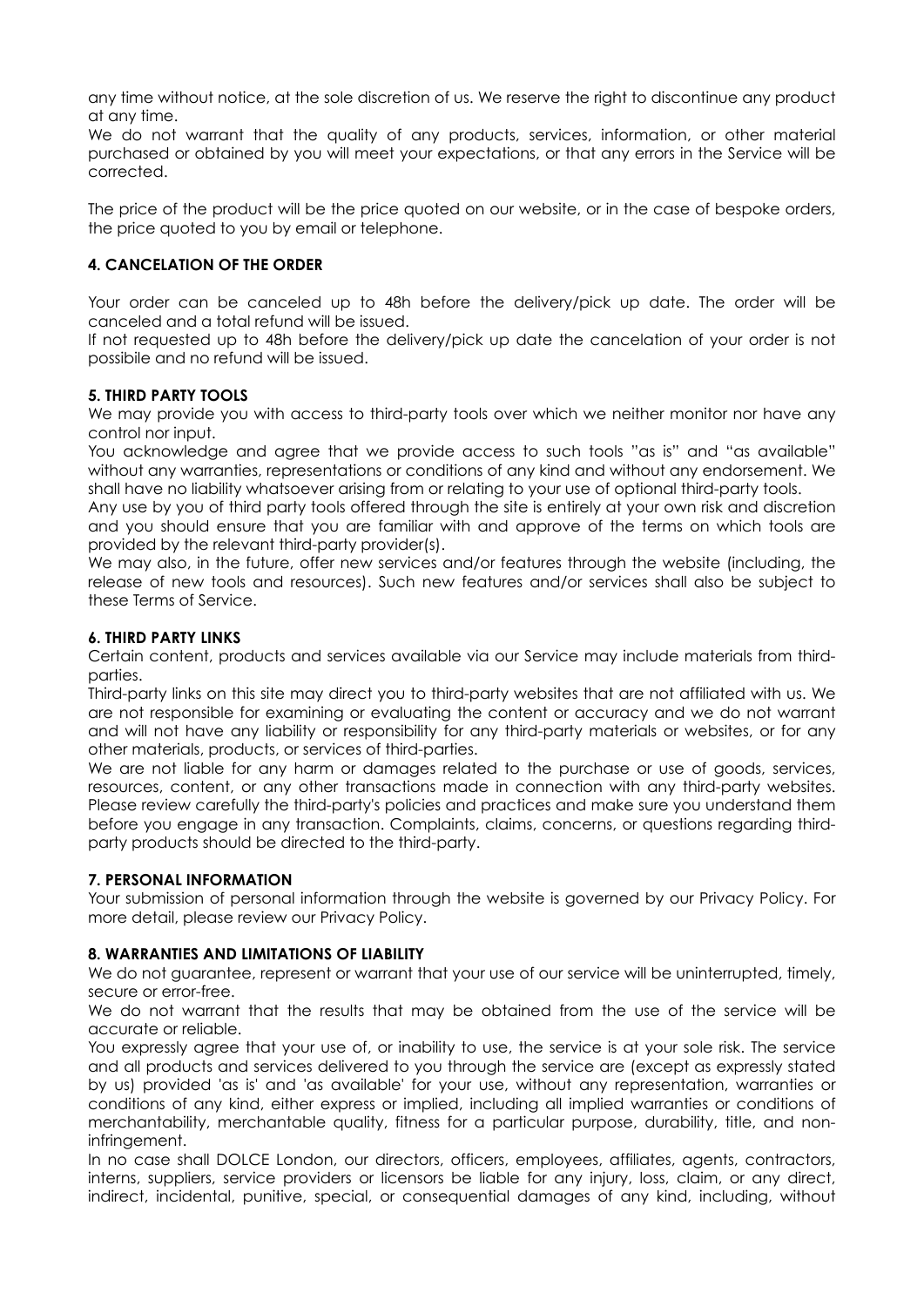any time without notice, at the sole discretion of us. We reserve the right to discontinue any product at any time.

We do not warrant that the quality of any products, services, information, or other material purchased or obtained by you will meet your expectations, or that any errors in the Service will be corrected.

The price of the product will be the price quoted on our website, or in the case of bespoke orders, the price quoted to you by email or telephone.

**4. CANCELATION OF THE ORDER**

Your order can be canceled up to 48h before the delivery/pick up date. The order will be canceled and a total refund will be issued.

If not requested up to 48h before the delivery/pick up date the cancelation of your order is not possibile and no refund will be issued.

**5. THIRD PARTY TOOLS**

We may provide you with access to third-party tools over which we neither monitor nor have any control nor input.

You acknowledge and agree that we provide access to such tools "as is" and "as available" without any warranties, representations or conditions of any kind and without any endorsement. We shall have no liability whatsoever arising from or relating to your use of optional third-party tools.

Any use by you of third party tools offered through the site is entirely at your own risk and discretion and you should ensure that you are familiar with and approve of the terms on which tools are provided by the relevant third-party provider(s).

We may also, in the future, offer new services and/or features through the website (including, the release of new tools and resources). Such new features and/or services shall also be subject to these Terms of Service.

**6. THIRD PARTY LINKS**

Certain content, products and services available via our Service may include materials from third-parties.

Third-party links on this site may direct you to third-party websites that are not affiliated with us. We are not responsible for examining or evaluating the content or accuracy and we do not warrant and will not have any liability or responsibility for any third-party materials or websites, or for any other materials, products, or services of third-parties.

We are not liable for any harm or damages related to the purchase or use of goods, services, resources, content, or any other transactions made in connection with any third-party websites. Please review carefully the third-party's policies and practices and make sure you understand them before you engage in any transaction. Complaints, claims, concerns, or questions regarding third-party products should be directed to the third-party.

**7. PERSONAL INFORMATION**

Your submission of personal information through the website is governed by our Privacy Policy. For more detail, please review our Privacy Policy.

**8. WARRANTIES AND LIMITATIONS OF LIABILITY**

We do not guarantee, represent or warrant that your use of our service will be uninterrupted, timely, secure or error-free.

We do not warrant that the results that may be obtained from the use of the service will be accurate or reliable.

You expressly agree that your use of, or inability to use, the service is at your sole risk. The service and all products and services delivered to you through the service are (except as expressly stated by us) provided 'as is' and 'as available' for your use, without any representation, warranties or conditions of any kind, either express or implied, including all implied warranties or conditions of merchantability, merchantable quality, fitness for a particular purpose, durability, title, and non-infringement.

In no case shall DOLCE London, our directors, officers, employees, affiliates, agents, contractors, interns, suppliers, service providers or licensors be liable for any injury, loss, claim, or any direct, indirect, incidental, punitive, special, or consequential damages of any kind, including, without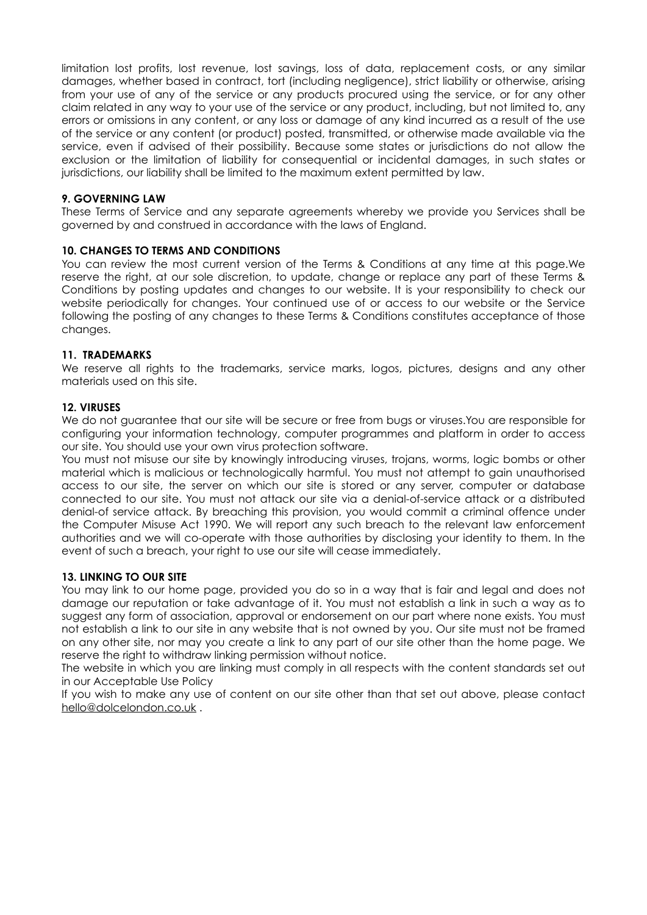limitation lost profits, lost revenue, lost savings, loss of data, replacement costs, or any similar damages, whether based in contract, tort (including negligence), strict liability or otherwise, arising from your use of any of the service or any products procured using the service, or for any other claim related in any way to your use of the service or any product, including, but not limited to, any errors or omissions in any content, or any loss or damage of any kind incurred as a result of the use of the service or any content (or product) posted, transmitted, or otherwise made available via the service, even if advised of their possibility. Because some states or jurisdictions do not allow the exclusion or the limitation of liability for consequential or incidental damages, in such states or jurisdictions, our liability shall be limited to the maximum extent permitted by law.

**9. GOVERNING LAW**

These Terms of Service and any separate agreements whereby we provide you Services shall be governed by and construed in accordance with the laws of England.

**10. CHANGES TO TERMS AND CONDITIONS**

You can review the most current version of the Terms & Conditions at any time at this page.We reserve the right, at our sole discretion, to update, change or replace any part of these Terms & Conditions by posting updates and changes to our website. It is your responsibility to check our website periodically for changes. Your continued use of or access to our website or the Service following the posting of any changes to these Terms & Conditions constitutes acceptance of those changes.

**11. TRADEMARKS**

We reserve all rights to the trademarks, service marks, logos, pictures, designs and any other materials used on this site.

**12. VIRUSES**

We do not guarantee that our site will be secure or free from bugs or viruses.You are responsible for configuring your information technology, computer programmes and platform in order to access our site. You should use your own virus protection software.

You must not misuse our site by knowingly introducing viruses, trojans, worms, logic bombs or other material which is malicious or technologically harmful. You must not attempt to gain unauthorised access to our site, the server on which our site is stored or any server, computer or database connected to our site. You must not attack our site via a denial-of-service attack or a distributed denial-of service attack. By breaching this provision, you would commit a criminal offence under the Computer Misuse Act 1990. We will report any such breach to the relevant law enforcement authorities and we will co-operate with those authorities by disclosing your identity to them. In the event of such a breach, your right to use our site will cease immediately.

**13. LINKING TO OUR SITE**

You may link to our home page, provided you do so in a way that is fair and legal and does not damage our reputation or take advantage of it. You must not establish a link in such a way as to suggest any form of association, approval or endorsement on our part where none exists. You must not establish a link to our site in any website that is not owned by you. Our site must not be framed on any other site, nor may you create a link to any part of our site other than the home page. We reserve the right to withdraw linking permission without notice.

The website in which you are linking must comply in all respects with the content standards set out in our Acceptable Use Policy

If you wish to make any use of content on our site other than that set out above, please contact hello@dolcelondon.co.uk .